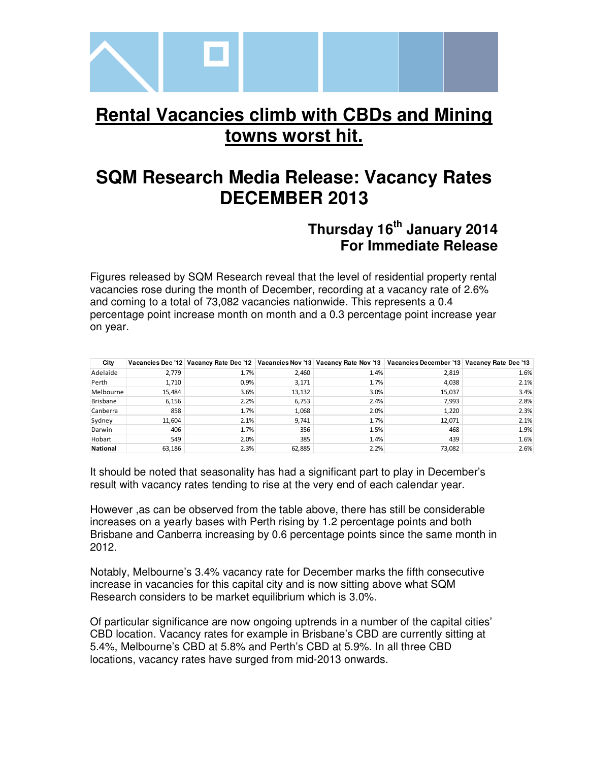# Rental Vacancies climb with CBDs and Mining towns worst hit.

# SQM Research Media Release: Vacancy Rates DECEMBER 2013

**Thursday 16th January 2014**
**For Immediate Release**

Figures released by SQM Research reveal that the level of residential property rental vacancies rose during the month of December, recording at a vacancy rate of 2.6% and coming to a total of 73,082 vacancies nationwide. This represents a 0.4 percentage point increase month on month and a 0.3 percentage point increase year on year.

| City | Vacancies Dec '12 | Vacancy Rate Dec '12 | Vacancies Nov '13 | Vacancy Rate Nov '13 | Vacancies December '13 | Vacancy Rate Dec '13 |
|---|---|---|---|---|---|---|
| Adelaide | 2,779 | 1.7% | 2,460 | 1.4% | 2,819 | 1.6% |
| Perth | 1,710 | 0.9% | 3,171 | 1.7% | 4,038 | 2.1% |
| Melbourne | 15,484 | 3.6% | 13,132 | 3.0% | 15,037 | 3.4% |
| Brisbane | 6,156 | 2.2% | 6,753 | 2.4% | 7,993 | 2.8% |
| Canberra | 858 | 1.7% | 1,068 | 2.0% | 1,220 | 2.3% |
| Sydney | 11,604 | 2.1% | 9,741 | 1.7% | 12,071 | 2.1% |
| Darwin | 406 | 1.7% | 356 | 1.5% | 468 | 1.9% |
| Hobart | 549 | 2.0% | 385 | 1.4% | 439 | 1.6% |
| **National** | 63,186 | 2.3% | 62,885 | 2.2% | 73,082 | 2.6% |

It should be noted that seasonality has had a significant part to play in December's result with vacancy rates tending to rise at the very end of each calendar year.

However ,as can be observed from the table above, there has still be considerable increases on a yearly bases with Perth rising by 1.2 percentage points and both Brisbane and Canberra increasing by 0.6 percentage points since the same month in 2012.

Notably, Melbourne's 3.4% vacancy rate for December marks the fifth consecutive increase in vacancies for this capital city and is now sitting above what SQM Research considers to be market equilibrium which is 3.0%.

Of particular significance are now ongoing uptrends in a number of the capital cities' CBD location. Vacancy rates for example in Brisbane's CBD are currently sitting at 5.4%, Melbourne's CBD at 5.8% and Perth's CBD at 5.9%. In all three CBD locations, vacancy rates have surged from mid-2013 onwards.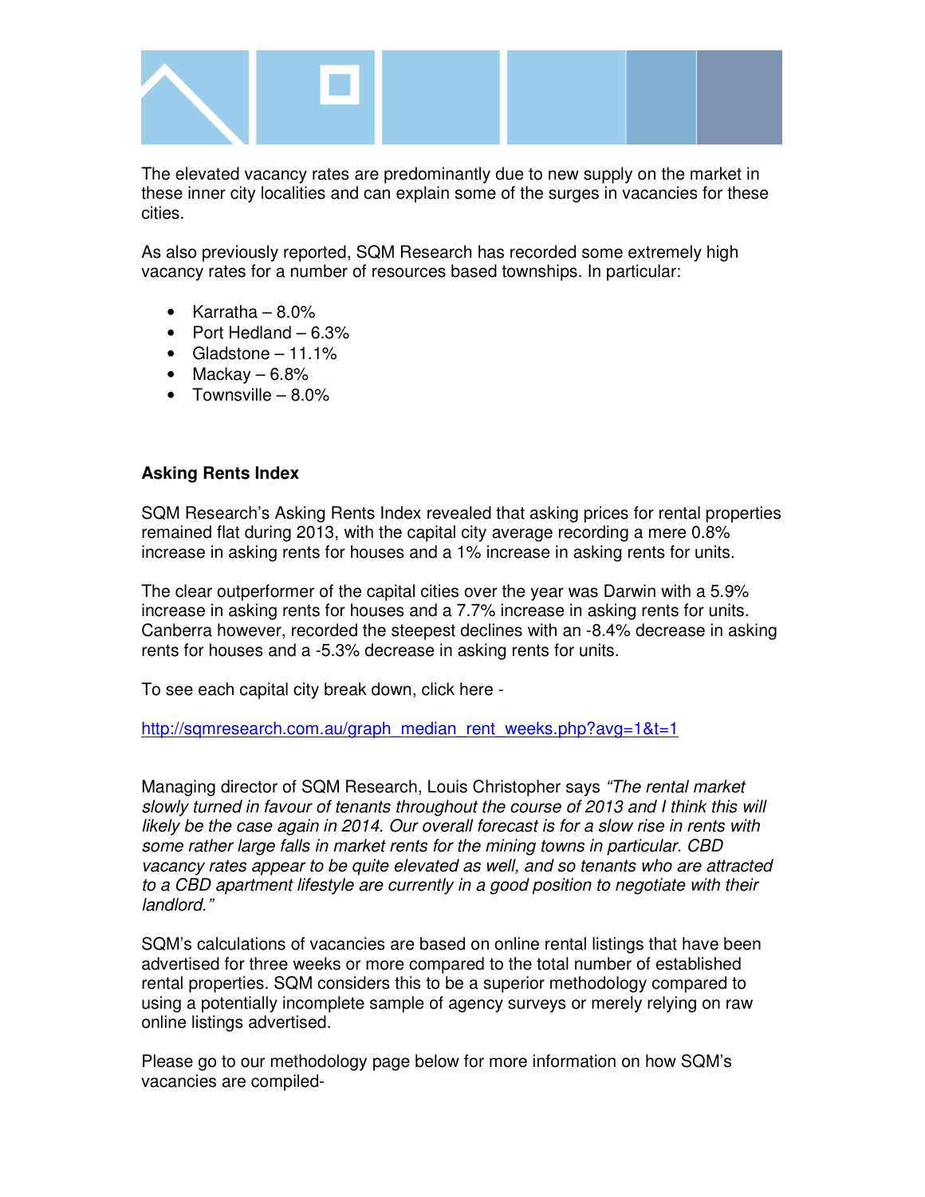The elevated vacancy rates are predominantly due to new supply on the market in these inner city localities and can explain some of the surges in vacancies for these cities.

As also previously reported, SQM Research has recorded some extremely high vacancy rates for a number of resources based townships. In particular:

- Karratha – 8.0%
- Port Hedland – 6.3%
- Gladstone – 11.1%
- Mackay – 6.8%
- Townsville – 8.0%

**Asking Rents Index**

SQM Research's Asking Rents Index revealed that asking prices for rental properties remained flat during 2013, with the capital city average recording a mere 0.8% increase in asking rents for houses and a 1% increase in asking rents for units.

The clear outperformer of the capital cities over the year was Darwin with a 5.9% increase in asking rents for houses and a 7.7% increase in asking rents for units. Canberra however, recorded the steepest declines with an -8.4% decrease in asking rents for houses and a -5.3% decrease in asking rents for units.

To see each capital city break down, click here -

http://sqmresearch.com.au/graph_median_rent_weeks.php?avg=1&t=1

Managing director of SQM Research, Louis Christopher says *"The rental market slowly turned in favour of tenants throughout the course of 2013 and I think this will likely be the case again in 2014. Our overall forecast is for a slow rise in rents with some rather large falls in market rents for the mining towns in particular. CBD vacancy rates appear to be quite elevated as well, and so tenants who are attracted to a CBD apartment lifestyle are currently in a good position to negotiate with their landlord."*

SQM's calculations of vacancies are based on online rental listings that have been advertised for three weeks or more compared to the total number of established rental properties. SQM considers this to be a superior methodology compared to using a potentially incomplete sample of agency surveys or merely relying on raw online listings advertised.

Please go to our methodology page below for more information on how SQM's vacancies are compiled-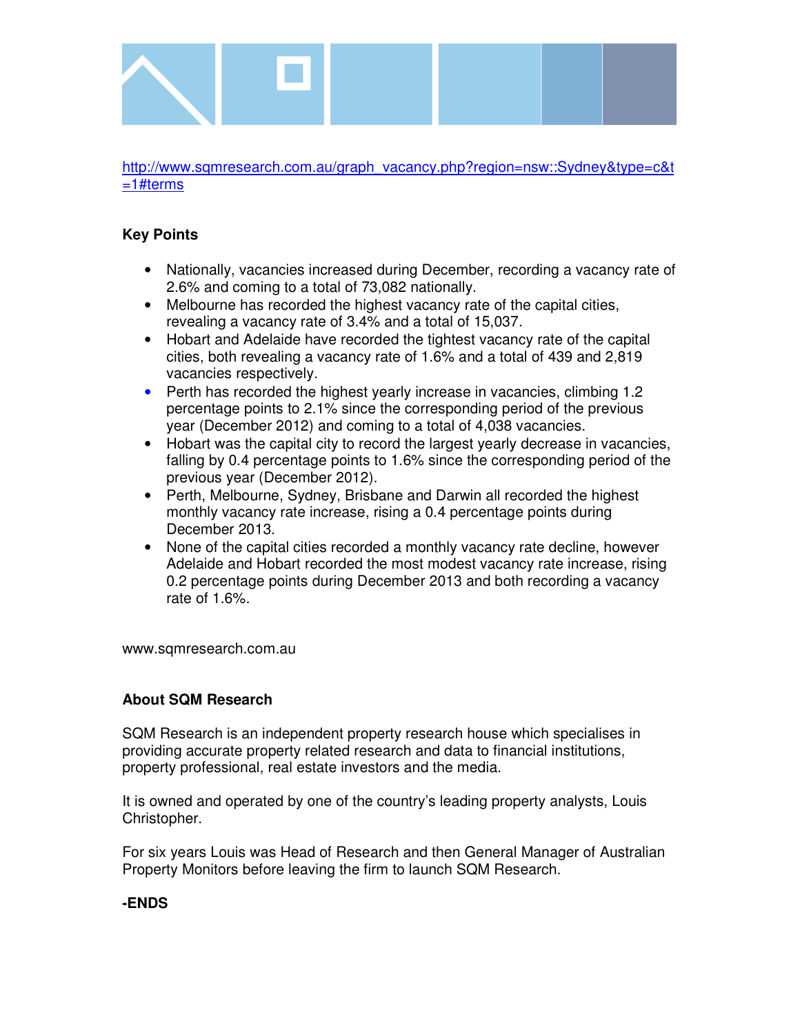http://www.sqmresearch.com.au/graph_vacancy.php?region=nsw::Sydney&type=c&t=1#terms

**Key Points**

- Nationally, vacancies increased during December, recording a vacancy rate of 2.6% and coming to a total of 73,082 nationally.
- Melbourne has recorded the highest vacancy rate of the capital cities, revealing a vacancy rate of 3.4% and a total of 15,037.
- Hobart and Adelaide have recorded the tightest vacancy rate of the capital cities, both revealing a vacancy rate of 1.6% and a total of 439 and 2,819 vacancies respectively.
- Perth has recorded the highest yearly increase in vacancies, climbing 1.2 percentage points to 2.1% since the corresponding period of the previous year (December 2012) and coming to a total of 4,038 vacancies.
- Hobart was the capital city to record the largest yearly decrease in vacancies, falling by 0.4 percentage points to 1.6% since the corresponding period of the previous year (December 2012).
- Perth, Melbourne, Sydney, Brisbane and Darwin all recorded the highest monthly vacancy rate increase, rising a 0.4 percentage points during December 2013.
- None of the capital cities recorded a monthly vacancy rate decline, however Adelaide and Hobart recorded the most modest vacancy rate increase, rising 0.2 percentage points during December 2013 and both recording a vacancy rate of 1.6%.

www.sqmresearch.com.au

**About SQM Research**

SQM Research is an independent property research house which specialises in providing accurate property related research and data to financial institutions, property professional, real estate investors and the media.

It is owned and operated by one of the country's leading property analysts, Louis Christopher.

For six years Louis was Head of Research and then General Manager of Australian Property Monitors before leaving the firm to launch SQM Research.

**-ENDS**